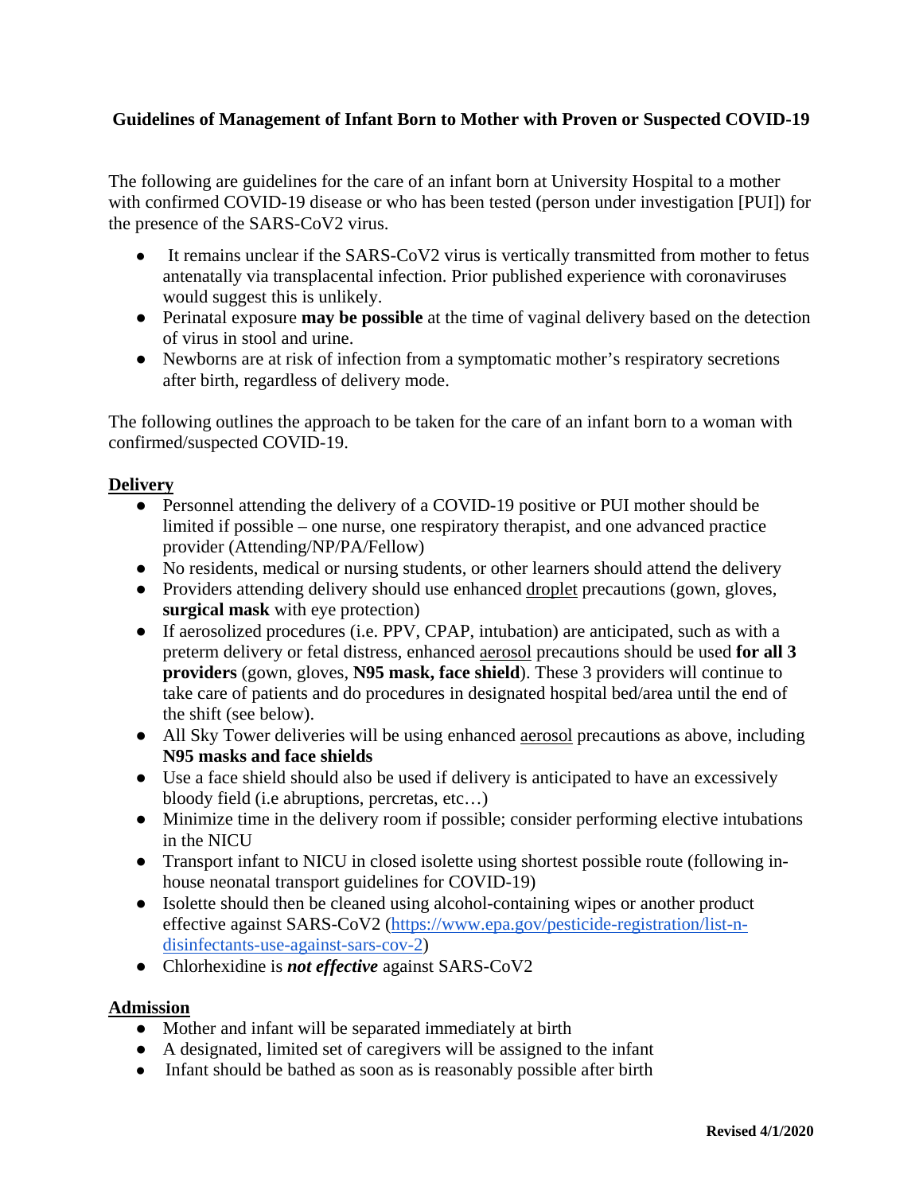# Guidelines of Management of Infant Born to Mother with Proven or Suspected COVID-19

The following are guidelines for the care of an infant born at University Hospital to a mother with confirmed COVID-19 disease or who has been tested (person under investigation [PUI]) for the presence of the SARS-CoV2 virus.

- It remains unclear if the SARS-CoV2 virus is vertically transmitted from mother to fetus antenatally via transplacental infection. Prior published experience with coronaviruses would suggest this is unlikely.
- Perinatal exposure **may be possible** at the time of vaginal delivery based on the detection of virus in stool and urine.
- Newborns are at risk of infection from a symptomatic mother's respiratory secretions after birth, regardless of delivery mode.

The following outlines the approach to be taken for the care of an infant born to a woman with confirmed/suspected COVID-19.

## Delivery

- Personnel attending the delivery of a COVID-19 positive or PUI mother should be limited if possible – one nurse, one respiratory therapist, and one advanced practice provider (Attending/NP/PA/Fellow)
- No residents, medical or nursing students, or other learners should attend the delivery
- Providers attending delivery should use enhanced droplet precautions (gown, gloves, **surgical mask** with eye protection)
- If aerosolized procedures (i.e. PPV, CPAP, intubation) are anticipated, such as with a preterm delivery or fetal distress, enhanced aerosol precautions should be used **for all 3 providers** (gown, gloves, **N95 mask, face shield**). These 3 providers will continue to take care of patients and do procedures in designated hospital bed/area until the end of the shift (see below).
- All Sky Tower deliveries will be using enhanced aerosol precautions as above, including **N95 masks and face shields**
- Use a face shield should also be used if delivery is anticipated to have an excessively bloody field (i.e abruptions, percretas, etc…)
- Minimize time in the delivery room if possible; consider performing elective intubations in the NICU
- Transport infant to NICU in closed isolette using shortest possible route (following in-house neonatal transport guidelines for COVID-19)
- Isolette should then be cleaned using alcohol-containing wipes or another product effective against SARS-CoV2 (https://www.epa.gov/pesticide-registration/list-n-disinfectants-use-against-sars-cov-2)
- Chlorhexidine is ***not effective*** against SARS-CoV2

## Admission

- Mother and infant will be separated immediately at birth
- A designated, limited set of caregivers will be assigned to the infant
- Infant should be bathed as soon as is reasonably possible after birth

**Revised 4/1/2020**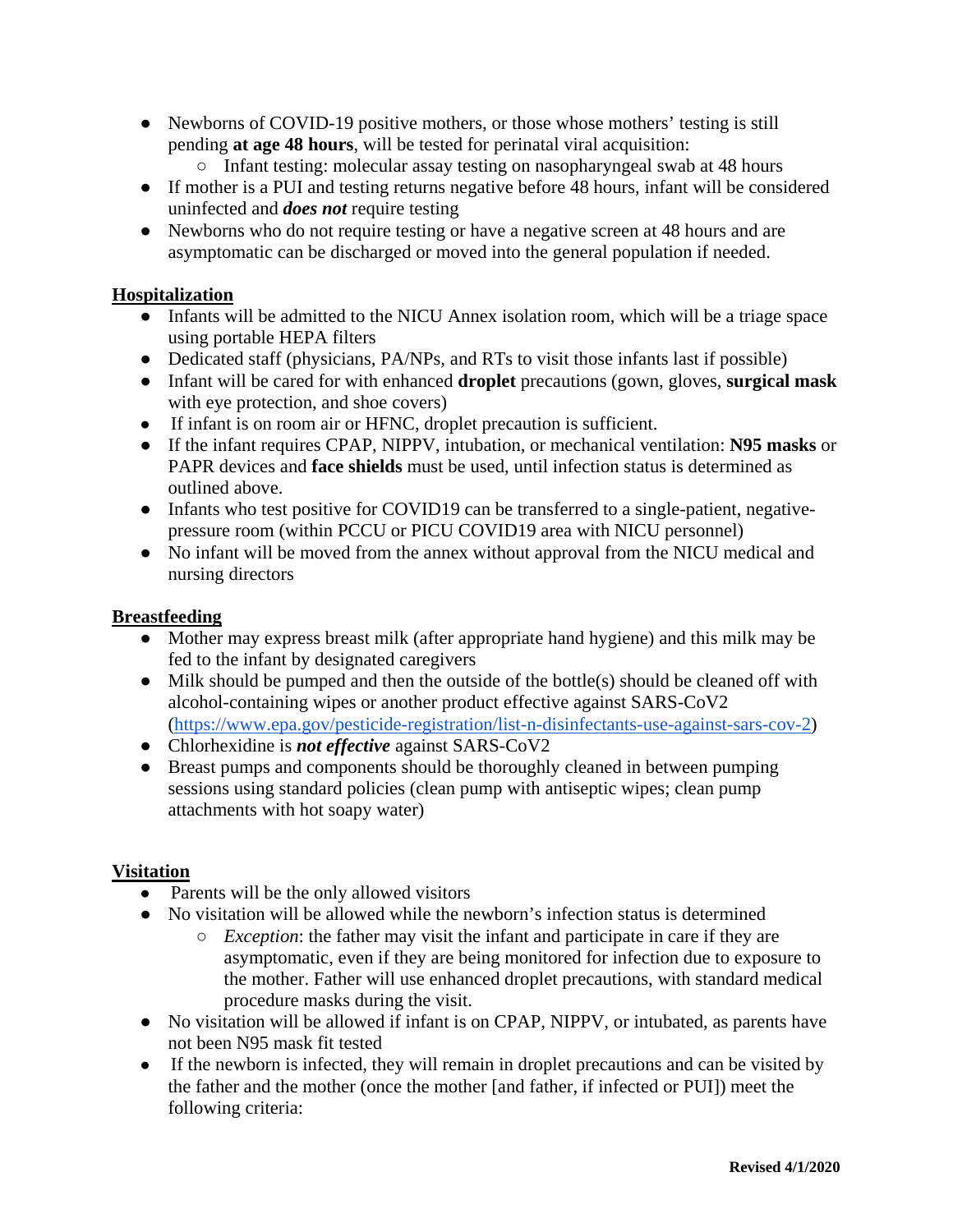- Newborns of COVID-19 positive mothers, or those whose mothers' testing is still pending **at age 48 hours**, will be tested for perinatal viral acquisition:
    - Infant testing: molecular assay testing on nasopharyngeal swab at 48 hours
- If mother is a PUI and testing returns negative before 48 hours, infant will be considered uninfected and ***does not*** require testing
- Newborns who do not require testing or have a negative screen at 48 hours and are asymptomatic can be discharged or moved into the general population if needed.

## Hospitalization

- Infants will be admitted to the NICU Annex isolation room, which will be a triage space using portable HEPA filters
- Dedicated staff (physicians, PA/NPs, and RTs to visit those infants last if possible)
- Infant will be cared for with enhanced **droplet** precautions (gown, gloves, **surgical mask** with eye protection, and shoe covers)
- If infant is on room air or HFNC, droplet precaution is sufficient.
- If the infant requires CPAP, NIPPV, intubation, or mechanical ventilation: **N95 masks** or PAPR devices and **face shields** must be used, until infection status is determined as outlined above.
- Infants who test positive for COVID19 can be transferred to a single-patient, negative-pressure room (within PCCU or PICU COVID19 area with NICU personnel)
- No infant will be moved from the annex without approval from the NICU medical and nursing directors

## Breastfeeding

- Mother may express breast milk (after appropriate hand hygiene) and this milk may be fed to the infant by designated caregivers
- Milk should be pumped and then the outside of the bottle(s) should be cleaned off with alcohol-containing wipes or another product effective against SARS-CoV2 (https://www.epa.gov/pesticide-registration/list-n-disinfectants-use-against-sars-cov-2)
- Chlorhexidine is ***not effective*** against SARS-CoV2
- Breast pumps and components should be thoroughly cleaned in between pumping sessions using standard policies (clean pump with antiseptic wipes; clean pump attachments with hot soapy water)

## Visitation

- Parents will be the only allowed visitors
- No visitation will be allowed while the newborn's infection status is determined
    - *Exception*: the father may visit the infant and participate in care if they are asymptomatic, even if they are being monitored for infection due to exposure to the mother. Father will use enhanced droplet precautions, with standard medical procedure masks during the visit.
- No visitation will be allowed if infant is on CPAP, NIPPV, or intubated, as parents have not been N95 mask fit tested
- If the newborn is infected, they will remain in droplet precautions and can be visited by the father and the mother (once the mother [and father, if infected or PUI]) meet the following criteria: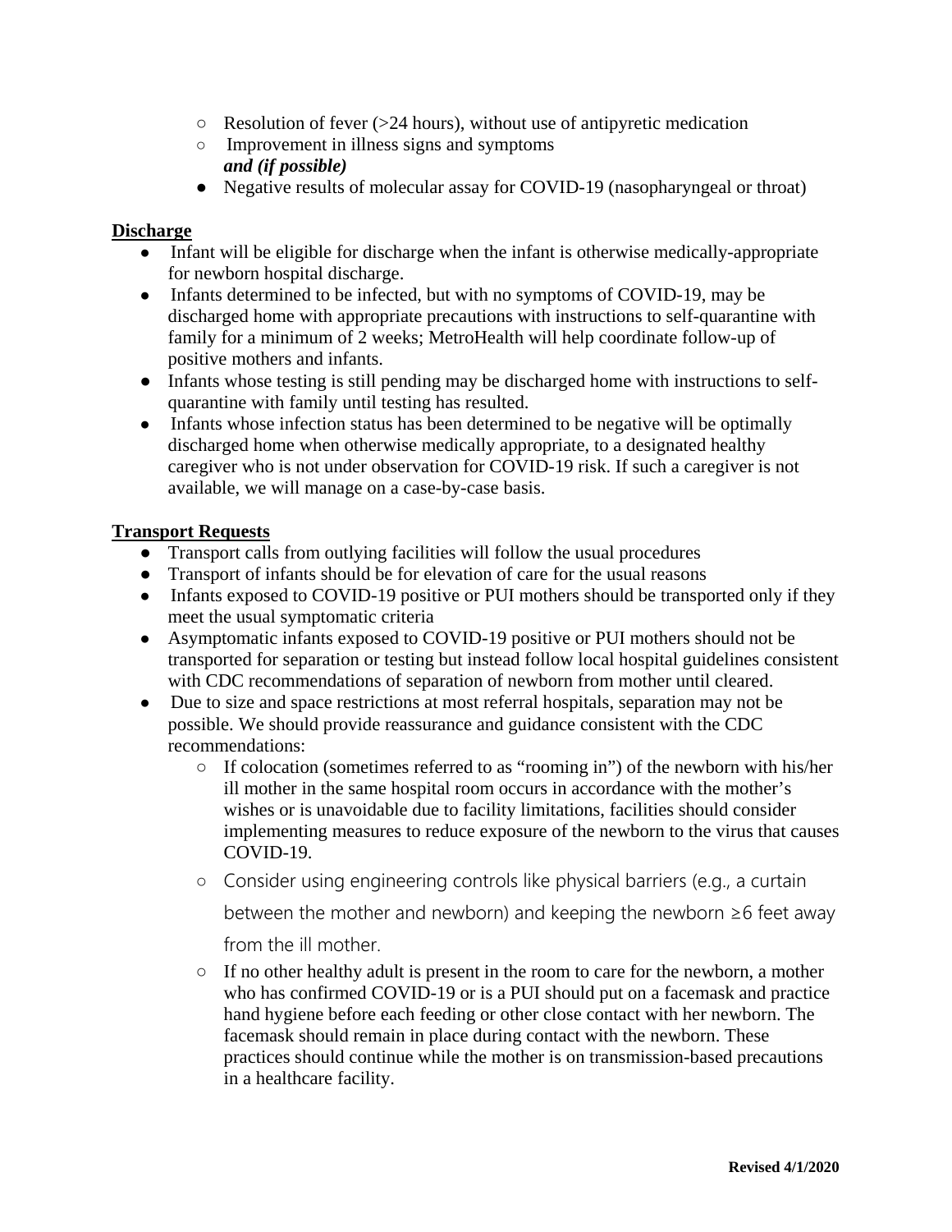- Resolution of fever (>24 hours), without use of antipyretic medication
  - Improvement in illness signs and symptoms
    ***and (if possible)***
- Negative results of molecular assay for COVID-19 (nasopharyngeal or throat)

## Discharge

- Infant will be eligible for discharge when the infant is otherwise medically-appropriate for newborn hospital discharge.
- Infants determined to be infected, but with no symptoms of COVID-19, may be discharged home with appropriate precautions with instructions to self-quarantine with family for a minimum of 2 weeks; MetroHealth will help coordinate follow-up of positive mothers and infants.
- Infants whose testing is still pending may be discharged home with instructions to self-quarantine with family until testing has resulted.
- Infants whose infection status has been determined to be negative will be optimally discharged home when otherwise medically appropriate, to a designated healthy caregiver who is not under observation for COVID-19 risk. If such a caregiver is not available, we will manage on a case-by-case basis.

## Transport Requests

- Transport calls from outlying facilities will follow the usual procedures
- Transport of infants should be for elevation of care for the usual reasons
- Infants exposed to COVID-19 positive or PUI mothers should be transported only if they meet the usual symptomatic criteria
- Asymptomatic infants exposed to COVID-19 positive or PUI mothers should not be transported for separation or testing but instead follow local hospital guidelines consistent with CDC recommendations of separation of newborn from mother until cleared.
- Due to size and space restrictions at most referral hospitals, separation may not be possible. We should provide reassurance and guidance consistent with the CDC recommendations:
  - If colocation (sometimes referred to as "rooming in") of the newborn with his/her ill mother in the same hospital room occurs in accordance with the mother's wishes or is unavoidable due to facility limitations, facilities should consider implementing measures to reduce exposure of the newborn to the virus that causes COVID-19.
  - Consider using engineering controls like physical barriers (e.g., a curtain between the mother and newborn) and keeping the newborn ≥6 feet away from the ill mother.
  - If no other healthy adult is present in the room to care for the newborn, a mother who has confirmed COVID-19 or is a PUI should put on a facemask and practice hand hygiene before each feeding or other close contact with her newborn. The facemask should remain in place during contact with the newborn. These practices should continue while the mother is on transmission-based precautions in a healthcare facility.

**Revised 4/1/2020**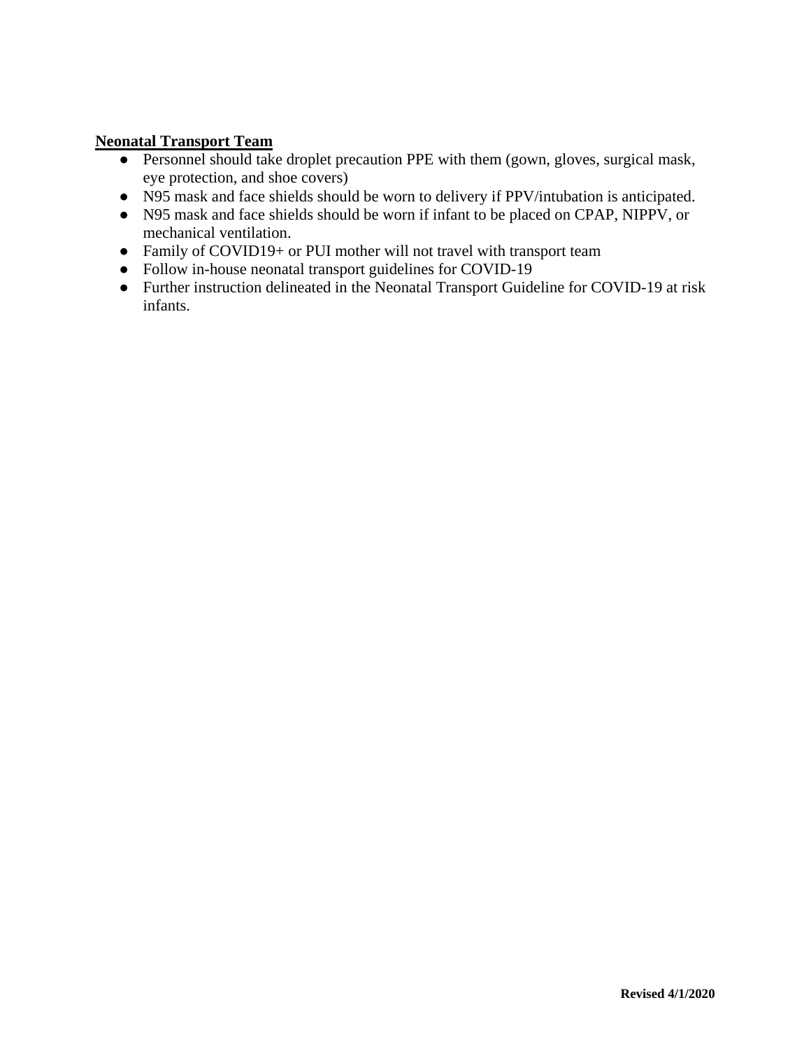**<u>Neonatal Transport Team</u>**

- Personnel should take droplet precaution PPE with them (gown, gloves, surgical mask, eye protection, and shoe covers)
- N95 mask and face shields should be worn to delivery if PPV/intubation is anticipated.
- N95 mask and face shields should be worn if infant to be placed on CPAP, NIPPV, or mechanical ventilation.
- Family of COVID19+ or PUI mother will not travel with transport team
- Follow in-house neonatal transport guidelines for COVID-19
- Further instruction delineated in the Neonatal Transport Guideline for COVID-19 at risk infants.

**Revised 4/1/2020**